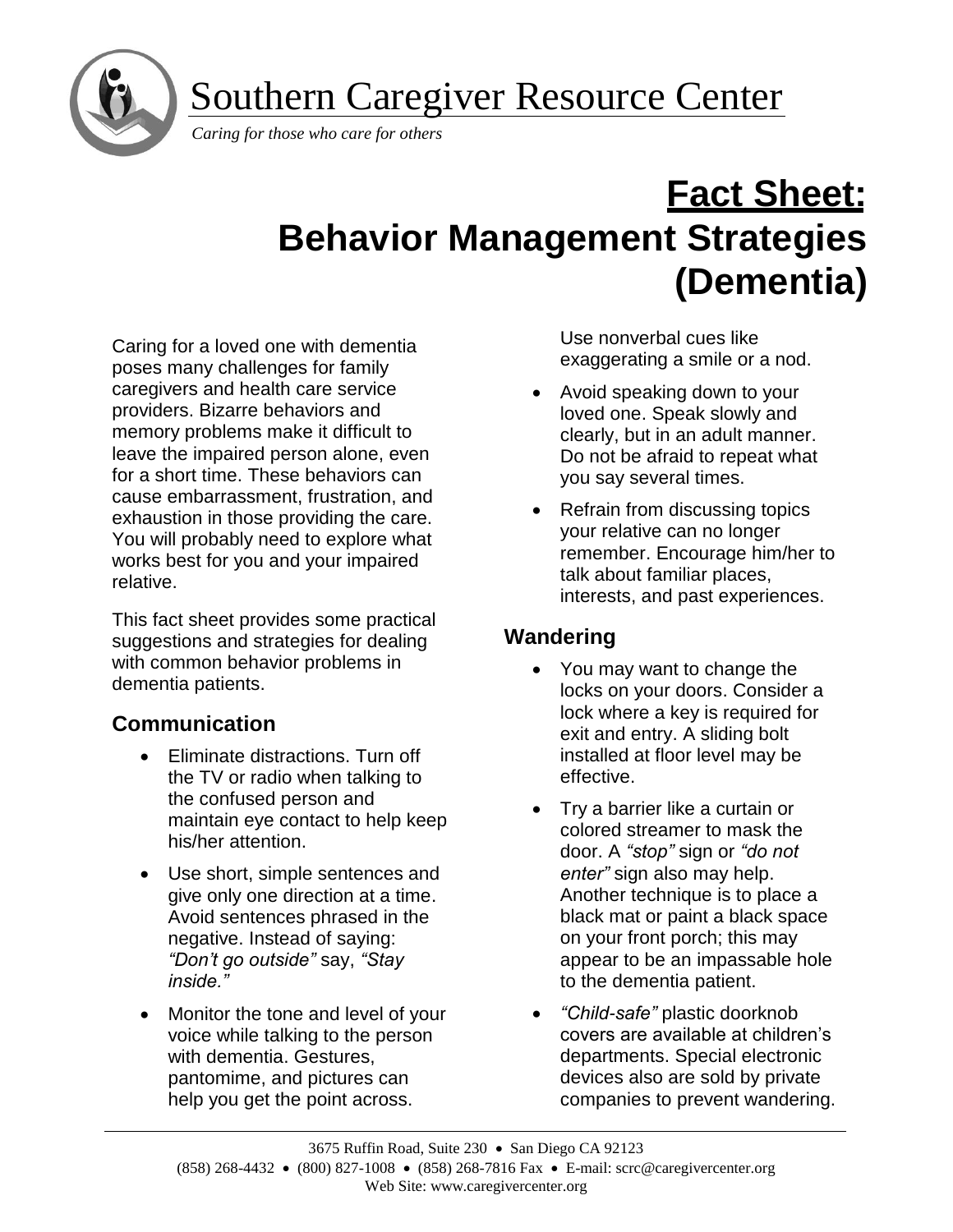# Southern Caregiver Resource Center

*Caring for those who care for others*

# Fact Sheet: Behavior Management Strategies (Dementia)

Caring for a loved one with dementia poses many challenges for family caregivers and health care service providers. Bizarre behaviors and memory problems make it difficult to leave the impaired person alone, even for a short time. These behaviors can cause embarrassment, frustration, and exhaustion in those providing the care. You will probably need to explore what works best for you and your impaired relative.

This fact sheet provides some practical suggestions and strategies for dealing with common behavior problems in dementia patients.

## Communication

- Eliminate distractions. Turn off the TV or radio when talking to the confused person and maintain eye contact to help keep his/her attention.
- Use short, simple sentences and give only one direction at a time. Avoid sentences phrased in the negative. Instead of saying: *"Don't go outside"* say, *"Stay inside."*
- Monitor the tone and level of your voice while talking to the person with dementia. Gestures, pantomime, and pictures can help you get the point across. Use nonverbal cues like exaggerating a smile or a nod.
- Avoid speaking down to your loved one. Speak slowly and clearly, but in an adult manner. Do not be afraid to repeat what you say several times.
- Refrain from discussing topics your relative can no longer remember. Encourage him/her to talk about familiar places, interests, and past experiences.

## Wandering

- You may want to change the locks on your doors. Consider a lock where a key is required for exit and entry. A sliding bolt installed at floor level may be effective.
- Try a barrier like a curtain or colored streamer to mask the door. A *"stop"* sign or *"do not enter"* sign also may help. Another technique is to place a black mat or paint a black space on your front porch; this may appear to be an impassable hole to the dementia patient.
- *"Child-safe"* plastic doorknob covers are available at children's departments. Special electronic devices also are sold by private companies to prevent wandering.

3675 Ruffin Road, Suite 230 • San Diego CA 92123
(858) 268-4432 • (800) 827-1008 • (858) 268-7816 Fax • E-mail: scrc@caregivercenter.org
Web Site: www.caregivercenter.org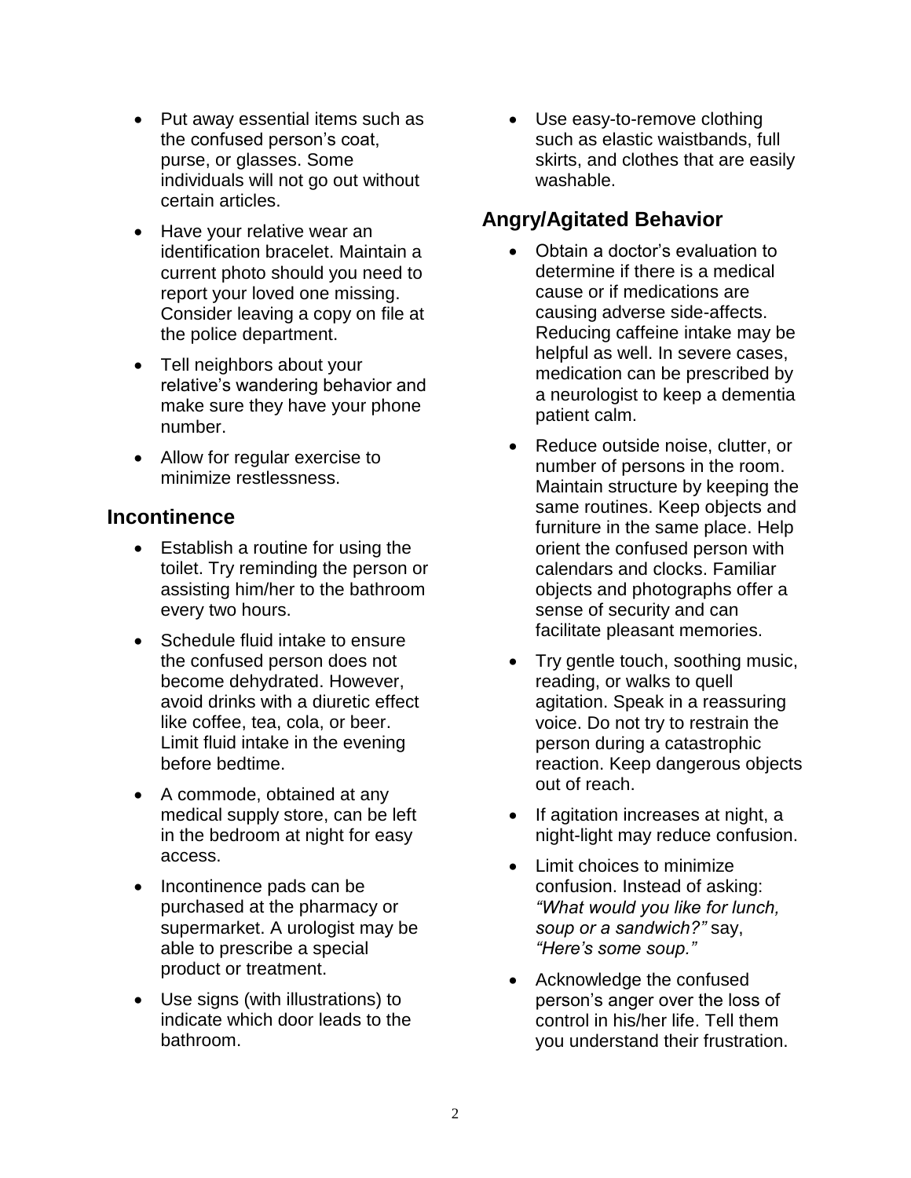- Put away essential items such as the confused person's coat, purse, or glasses. Some individuals will not go out without certain articles.
- Have your relative wear an identification bracelet. Maintain a current photo should you need to report your loved one missing. Consider leaving a copy on file at the police department.
- Tell neighbors about your relative's wandering behavior and make sure they have your phone number.
- Allow for regular exercise to minimize restlessness.

## Incontinence

- Establish a routine for using the toilet. Try reminding the person or assisting him/her to the bathroom every two hours.
- Schedule fluid intake to ensure the confused person does not become dehydrated. However, avoid drinks with a diuretic effect like coffee, tea, cola, or beer. Limit fluid intake in the evening before bedtime.
- A commode, obtained at any medical supply store, can be left in the bedroom at night for easy access.
- Incontinence pads can be purchased at the pharmacy or supermarket. A urologist may be able to prescribe a special product or treatment.
- Use signs (with illustrations) to indicate which door leads to the bathroom.
- Use easy-to-remove clothing such as elastic waistbands, full skirts, and clothes that are easily washable.

## Angry/Agitated Behavior

- Obtain a doctor's evaluation to determine if there is a medical cause or if medications are causing adverse side-affects. Reducing caffeine intake may be helpful as well. In severe cases, medication can be prescribed by a neurologist to keep a dementia patient calm.
- Reduce outside noise, clutter, or number of persons in the room. Maintain structure by keeping the same routines. Keep objects and furniture in the same place. Help orient the confused person with calendars and clocks. Familiar objects and photographs offer a sense of security and can facilitate pleasant memories.
- Try gentle touch, soothing music, reading, or walks to quell agitation. Speak in a reassuring voice. Do not try to restrain the person during a catastrophic reaction. Keep dangerous objects out of reach.
- If agitation increases at night, a night-light may reduce confusion.
- Limit choices to minimize confusion. Instead of asking: *"What would you like for lunch, soup or a sandwich?"* say, *"Here's some soup."*
- Acknowledge the confused person's anger over the loss of control in his/her life. Tell them you understand their frustration.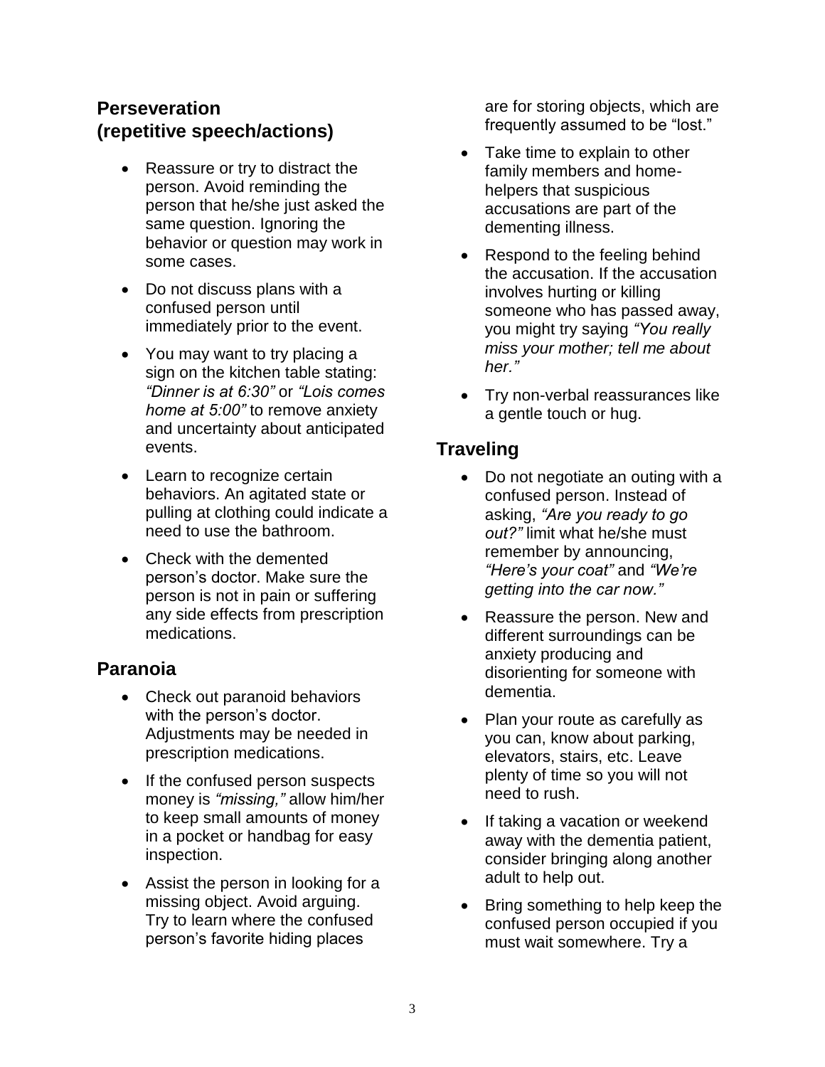## Perseveration (repetitive speech/actions)

- Reassure or try to distract the person. Avoid reminding the person that he/she just asked the same question. Ignoring the behavior or question may work in some cases.
- Do not discuss plans with a confused person until immediately prior to the event.
- You may want to try placing a sign on the kitchen table stating: *"Dinner is at 6:30"* or *"Lois comes home at 5:00"* to remove anxiety and uncertainty about anticipated events.
- Learn to recognize certain behaviors. An agitated state or pulling at clothing could indicate a need to use the bathroom.
- Check with the demented person's doctor. Make sure the person is not in pain or suffering any side effects from prescription medications.

## Paranoia

- Check out paranoid behaviors with the person's doctor. Adjustments may be needed in prescription medications.
- If the confused person suspects money is *"missing,"* allow him/her to keep small amounts of money in a pocket or handbag for easy inspection.
- Assist the person in looking for a missing object. Avoid arguing. Try to learn where the confused person's favorite hiding places are for storing objects, which are frequently assumed to be "lost."
- Take time to explain to other family members and home-helpers that suspicious accusations are part of the dementing illness.
- Respond to the feeling behind the accusation. If the accusation involves hurting or killing someone who has passed away, you might try saying *"You really miss your mother; tell me about her."*
- Try non-verbal reassurances like a gentle touch or hug.

## Traveling

- Do not negotiate an outing with a confused person. Instead of asking, *"Are you ready to go out?"* limit what he/she must remember by announcing, *"Here's your coat"* and *"We're getting into the car now."*
- Reassure the person. New and different surroundings can be anxiety producing and disorienting for someone with dementia.
- Plan your route as carefully as you can, know about parking, elevators, stairs, etc. Leave plenty of time so you will not need to rush.
- If taking a vacation or weekend away with the dementia patient, consider bringing along another adult to help out.
- Bring something to help keep the confused person occupied if you must wait somewhere. Try a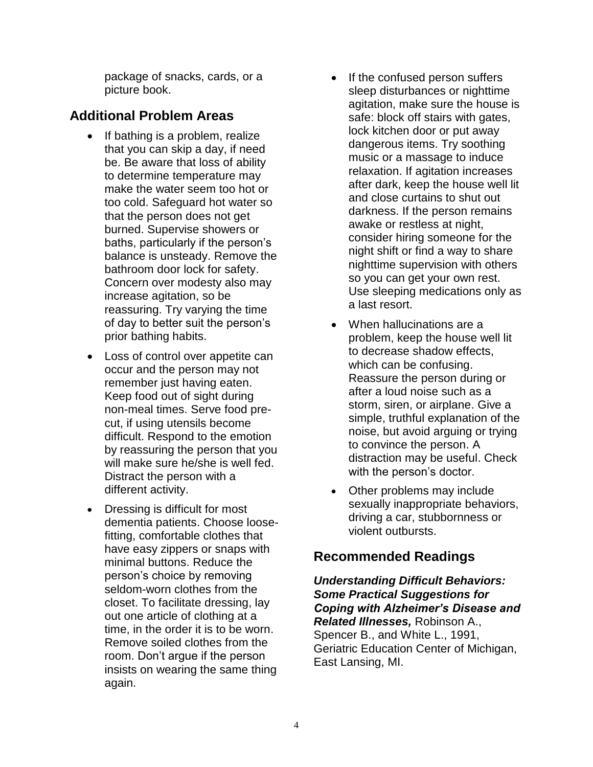package of snacks, cards, or a picture book.

## Additional Problem Areas

- If bathing is a problem, realize that you can skip a day, if need be. Be aware that loss of ability to determine temperature may make the water seem too hot or too cold. Safeguard hot water so that the person does not get burned. Supervise showers or baths, particularly if the person's balance is unsteady. Remove the bathroom door lock for safety. Concern over modesty also may increase agitation, so be reassuring. Try varying the time of day to better suit the person's prior bathing habits.
- Loss of control over appetite can occur and the person may not remember just having eaten. Keep food out of sight during non-meal times. Serve food pre-cut, if using utensils become difficult. Respond to the emotion by reassuring the person that you will make sure he/she is well fed. Distract the person with a different activity.
- Dressing is difficult for most dementia patients. Choose loose-fitting, comfortable clothes that have easy zippers or snaps with minimal buttons. Reduce the person's choice by removing seldom-worn clothes from the closet. To facilitate dressing, lay out one article of clothing at a time, in the order it is to be worn. Remove soiled clothes from the room. Don't argue if the person insists on wearing the same thing again.
- If the confused person suffers sleep disturbances or nighttime agitation, make sure the house is safe: block off stairs with gates, lock kitchen door or put away dangerous items. Try soothing music or a massage to induce relaxation. If agitation increases after dark, keep the house well lit and close curtains to shut out darkness. If the person remains awake or restless at night, consider hiring someone for the night shift or find a way to share nighttime supervision with others so you can get your own rest. Use sleeping medications only as a last resort.
- When hallucinations are a problem, keep the house well lit to decrease shadow effects, which can be confusing. Reassure the person during or after a loud noise such as a storm, siren, or airplane. Give a simple, truthful explanation of the noise, but avoid arguing or trying to convince the person. A distraction may be useful. Check with the person's doctor.
- Other problems may include sexually inappropriate behaviors, driving a car, stubbornness or violent outbursts.

## Recommended Readings

***Understanding Difficult Behaviors: Some Practical Suggestions for Coping with Alzheimer's Disease and Related Illnesses,*** Robinson A., Spencer B., and White L., 1991, Geriatric Education Center of Michigan, East Lansing, MI.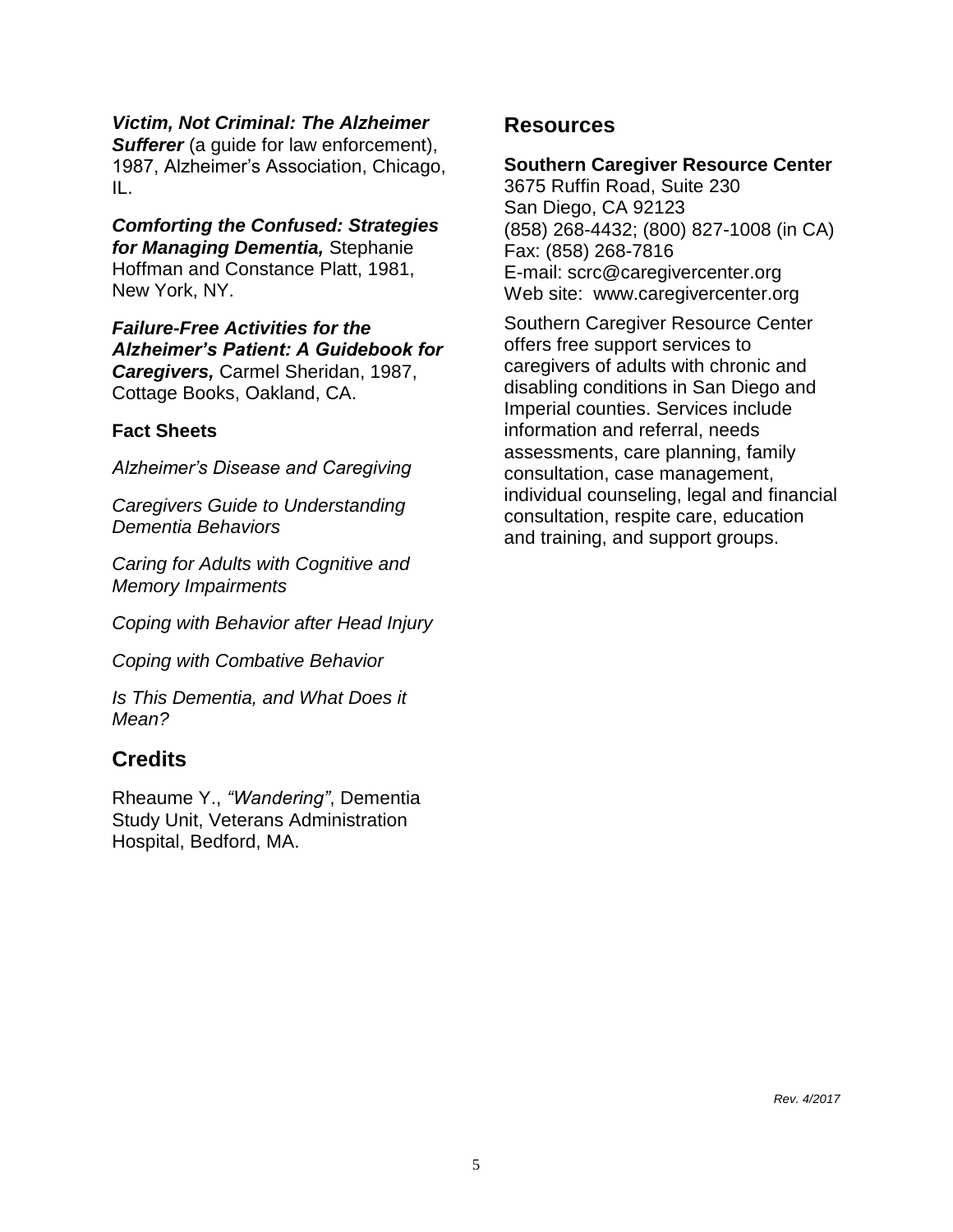***Victim, Not Criminal: The Alzheimer Sufferer*** (a guide for law enforcement), 1987, Alzheimer's Association, Chicago, IL.

***Comforting the Confused: Strategies for Managing Dementia,*** Stephanie Hoffman and Constance Platt, 1981, New York, NY.

***Failure-Free Activities for the Alzheimer's Patient: A Guidebook for Caregivers,*** Carmel Sheridan, 1987, Cottage Books, Oakland, CA.

**Fact Sheets**

*Alzheimer's Disease and Caregiving*

*Caregivers Guide to Understanding Dementia Behaviors*

*Caring for Adults with Cognitive and Memory Impairments*

*Coping with Behavior after Head Injury*

*Coping with Combative Behavior*

*Is This Dementia, and What Does it Mean?*

## Credits

Rheaume Y., *"Wandering"*, Dementia Study Unit, Veterans Administration Hospital, Bedford, MA.

## Resources

**Southern Caregiver Resource Center**
3675 Ruffin Road, Suite 230
San Diego, CA 92123
(858) 268-4432; (800) 827-1008 (in CA)
Fax: (858) 268-7816
E-mail: scrc@caregivercenter.org
Web site: www.caregivercenter.org

Southern Caregiver Resource Center offers free support services to caregivers of adults with chronic and disabling conditions in San Diego and Imperial counties. Services include information and referral, needs assessments, care planning, family consultation, case management, individual counseling, legal and financial consultation, respite care, education and training, and support groups.

*Rev. 4/2017*